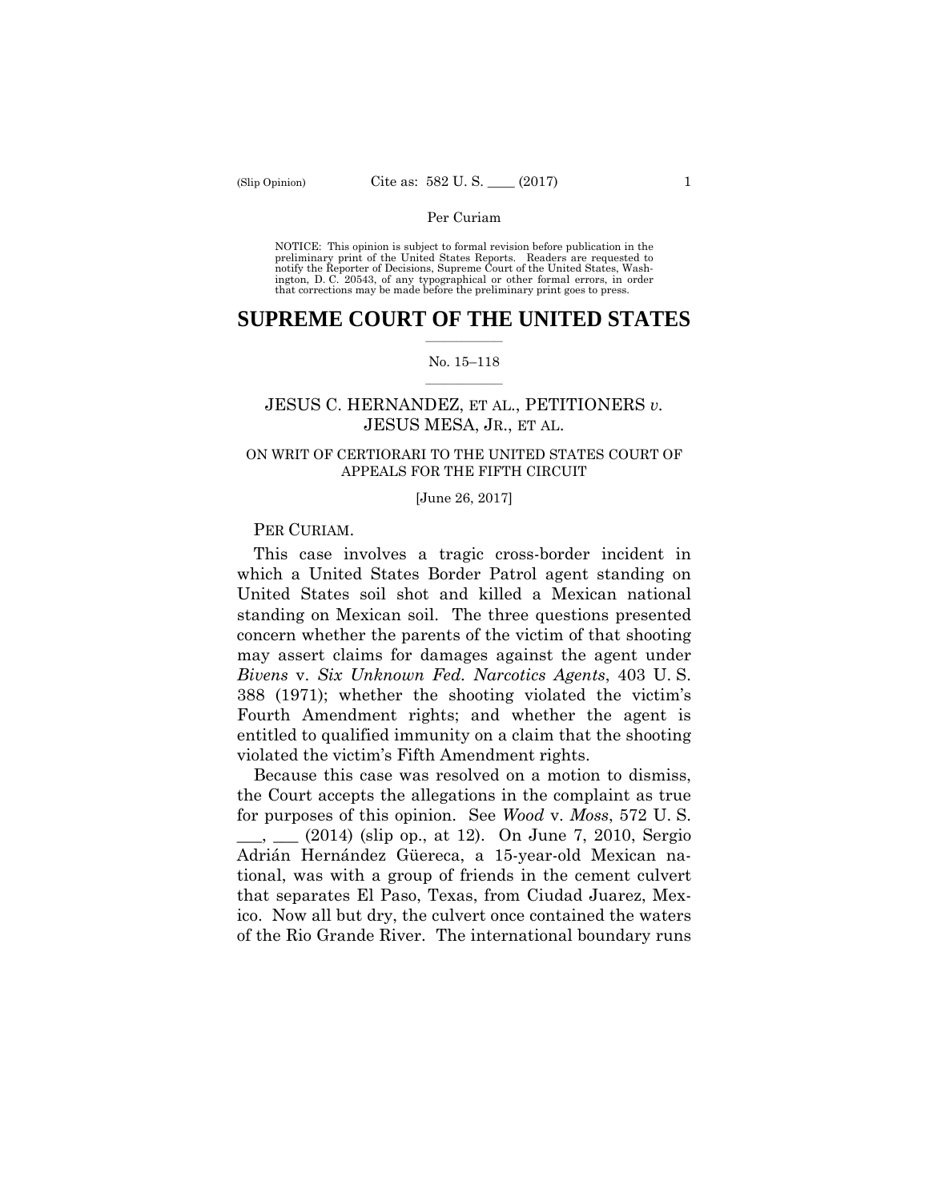Per Curiam

NOTICE: This opinion is subject to formal revision before publication in the preliminary print of the United States Reports. Readers are requested to notify the Reporter of Decisions, Supreme Court of the United States, Washington, D. C. 20543, of any typographical or other formal errors, in order that corrections may be made before the preliminary print goes to press.

# SUPREME COURT OF THE UNITED STATES

No. 15–118

JESUS C. HERNANDEZ, ET AL., PETITIONERS *v.* JESUS MESA, JR., ET AL.

ON WRIT OF CERTIORARI TO THE UNITED STATES COURT OF APPEALS FOR THE FIFTH CIRCUIT

[June 26, 2017]

PER CURIAM.

This case involves a tragic cross-border incident in which a United States Border Patrol agent standing on United States soil shot and killed a Mexican national standing on Mexican soil. The three questions presented concern whether the parents of the victim of that shooting may assert claims for damages against the agent under *Bivens* v. *Six Unknown Fed. Narcotics Agents*, 403 U. S. 388 (1971); whether the shooting violated the victim's Fourth Amendment rights; and whether the agent is entitled to qualified immunity on a claim that the shooting violated the victim's Fifth Amendment rights.

Because this case was resolved on a motion to dismiss, the Court accepts the allegations in the complaint as true for purposes of this opinion. See *Wood* v. *Moss*, 572 U. S. ___, ___ (2014) (slip op., at 12). On June 7, 2010, Sergio Adrián Hernández Güereca, a 15-year-old Mexican national, was with a group of friends in the cement culvert that separates El Paso, Texas, from Ciudad Juarez, Mexico. Now all but dry, the culvert once contained the waters of the Rio Grande River. The international boundary runs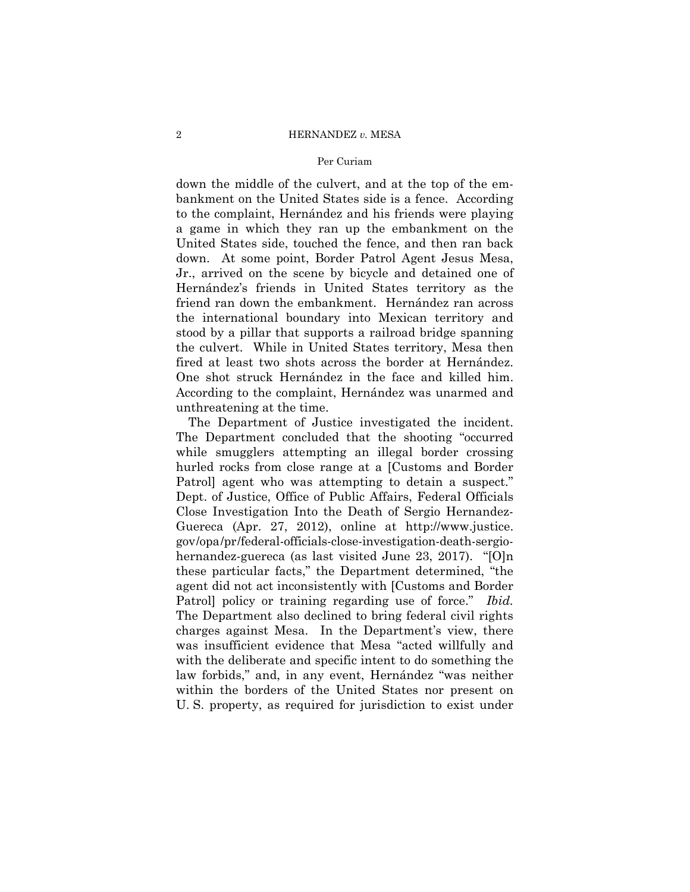down the middle of the culvert, and at the top of the embankment on the United States side is a fence. According to the complaint, Hernández and his friends were playing a game in which they ran up the embankment on the United States side, touched the fence, and then ran back down. At some point, Border Patrol Agent Jesus Mesa, Jr., arrived on the scene by bicycle and detained one of Hernández's friends in United States territory as the friend ran down the embankment. Hernández ran across the international boundary into Mexican territory and stood by a pillar that supports a railroad bridge spanning the culvert. While in United States territory, Mesa then fired at least two shots across the border at Hernández. One shot struck Hernández in the face and killed him. According to the complaint, Hernández was unarmed and unthreatening at the time.

The Department of Justice investigated the incident. The Department concluded that the shooting "occurred while smugglers attempting an illegal border crossing hurled rocks from close range at a [Customs and Border Patrol] agent who was attempting to detain a suspect." Dept. of Justice, Office of Public Affairs, Federal Officials Close Investigation Into the Death of Sergio Hernandez-Guereca (Apr. 27, 2012), online at http://www.justice.gov/opa/pr/federal-officials-close-investigation-death-sergio-hernandez-guereca (as last visited June 23, 2017). "[O]n these particular facts," the Department determined, "the agent did not act inconsistently with [Customs and Border Patrol] policy or training regarding use of force." *Ibid.* The Department also declined to bring federal civil rights charges against Mesa. In the Department's view, there was insufficient evidence that Mesa "acted willfully and with the deliberate and specific intent to do something the law forbids," and, in any event, Hernández "was neither within the borders of the United States nor present on U. S. property, as required for jurisdiction to exist under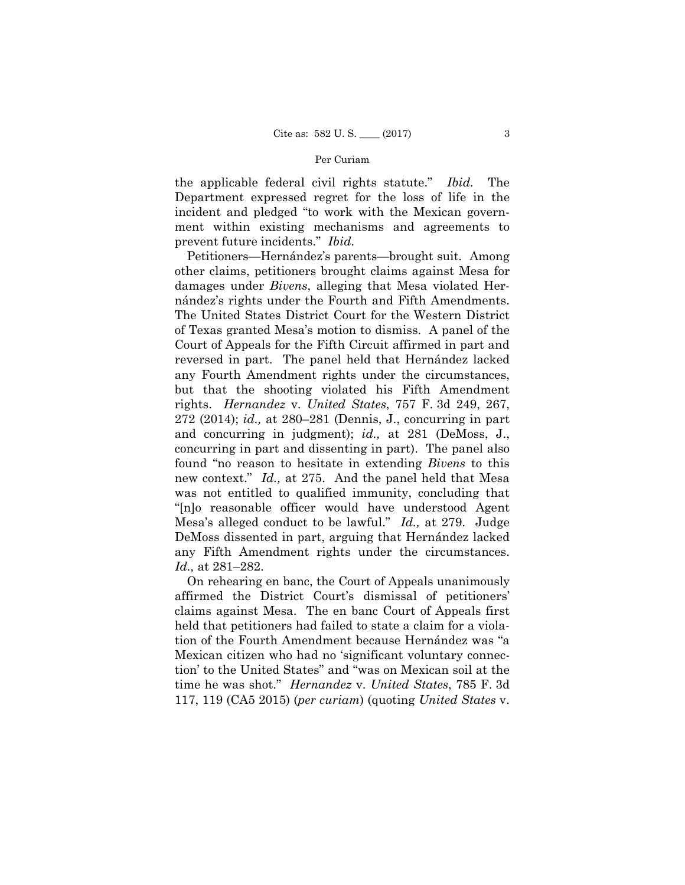the applicable federal civil rights statute." *Ibid.* The Department expressed regret for the loss of life in the incident and pledged "to work with the Mexican government within existing mechanisms and agreements to prevent future incidents." *Ibid.*

Petitioners—Hernández's parents—brought suit. Among other claims, petitioners brought claims against Mesa for damages under *Bivens*, alleging that Mesa violated Hernández's rights under the Fourth and Fifth Amendments. The United States District Court for the Western District of Texas granted Mesa's motion to dismiss. A panel of the Court of Appeals for the Fifth Circuit affirmed in part and reversed in part. The panel held that Hernández lacked any Fourth Amendment rights under the circumstances, but that the shooting violated his Fifth Amendment rights. *Hernandez* v. *United States*, 757 F. 3d 249, 267, 272 (2014); *id.,* at 280–281 (Dennis, J., concurring in part and concurring in judgment); *id.,* at 281 (DeMoss, J., concurring in part and dissenting in part). The panel also found "no reason to hesitate in extending *Bivens* to this new context." *Id.,* at 275. And the panel held that Mesa was not entitled to qualified immunity, concluding that "[n]o reasonable officer would have understood Agent Mesa's alleged conduct to be lawful." *Id.,* at 279. Judge DeMoss dissented in part, arguing that Hernández lacked any Fifth Amendment rights under the circumstances. *Id.,* at 281–282.

On rehearing en banc, the Court of Appeals unanimously affirmed the District Court's dismissal of petitioners' claims against Mesa. The en banc Court of Appeals first held that petitioners had failed to state a claim for a violation of the Fourth Amendment because Hernández was "a Mexican citizen who had no 'significant voluntary connection' to the United States" and "was on Mexican soil at the time he was shot." *Hernandez* v. *United States*, 785 F. 3d 117, 119 (CA5 2015) (*per curiam*) (quoting *United States* v.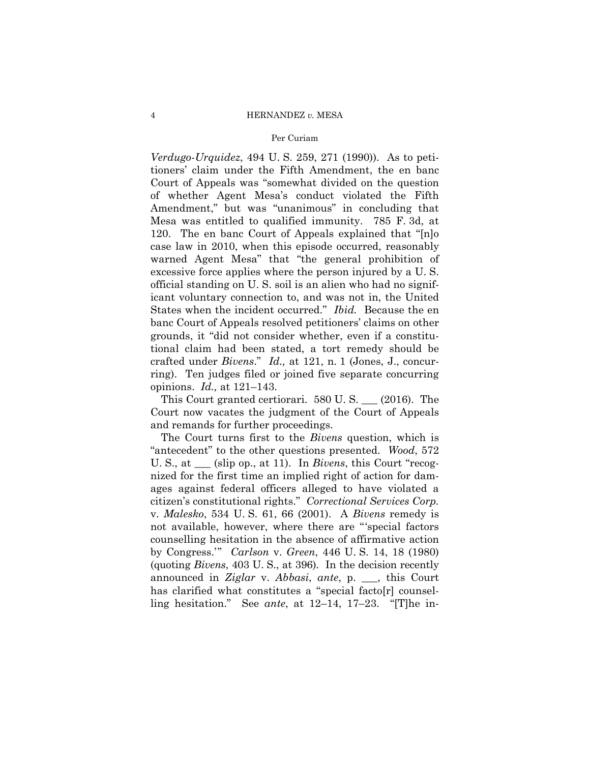*Verdugo-Urquidez*, 494 U. S. 259, 271 (1990)). As to petitioners' claim under the Fifth Amendment, the en banc Court of Appeals was "somewhat divided on the question of whether Agent Mesa's conduct violated the Fifth Amendment," but was "unanimous" in concluding that Mesa was entitled to qualified immunity. 785 F. 3d, at 120. The en banc Court of Appeals explained that "[n]o case law in 2010, when this episode occurred, reasonably warned Agent Mesa" that "the general prohibition of excessive force applies where the person injured by a U. S. official standing on U. S. soil is an alien who had no significant voluntary connection to, and was not in, the United States when the incident occurred." *Ibid.* Because the en banc Court of Appeals resolved petitioners' claims on other grounds, it "did not consider whether, even if a constitutional claim had been stated, a tort remedy should be crafted under *Bivens*." *Id.,* at 121, n. 1 (Jones, J., concurring). Ten judges filed or joined five separate concurring opinions. *Id.,* at 121–143.

This Court granted certiorari. 580 U. S. ___ (2016). The Court now vacates the judgment of the Court of Appeals and remands for further proceedings.

The Court turns first to the *Bivens* question, which is "antecedent" to the other questions presented. *Wood*, 572 U. S., at ___ (slip op., at 11). In *Bivens*, this Court "recognized for the first time an implied right of action for damages against federal officers alleged to have violated a citizen's constitutional rights." *Correctional Services Corp.* v. *Malesko*, 534 U. S. 61, 66 (2001). A *Bivens* remedy is not available, however, where there are "'special factors counselling hesitation in the absence of affirmative action by Congress.'" *Carlson* v. *Green*, 446 U. S. 14, 18 (1980) (quoting *Bivens*, 403 U. S., at 396). In the decision recently announced in *Ziglar* v. *Abbasi*, *ante*, p. ___, this Court has clarified what constitutes a "special facto[r] counselling hesitation." See *ante*, at 12–14, 17–23. "[T]he in-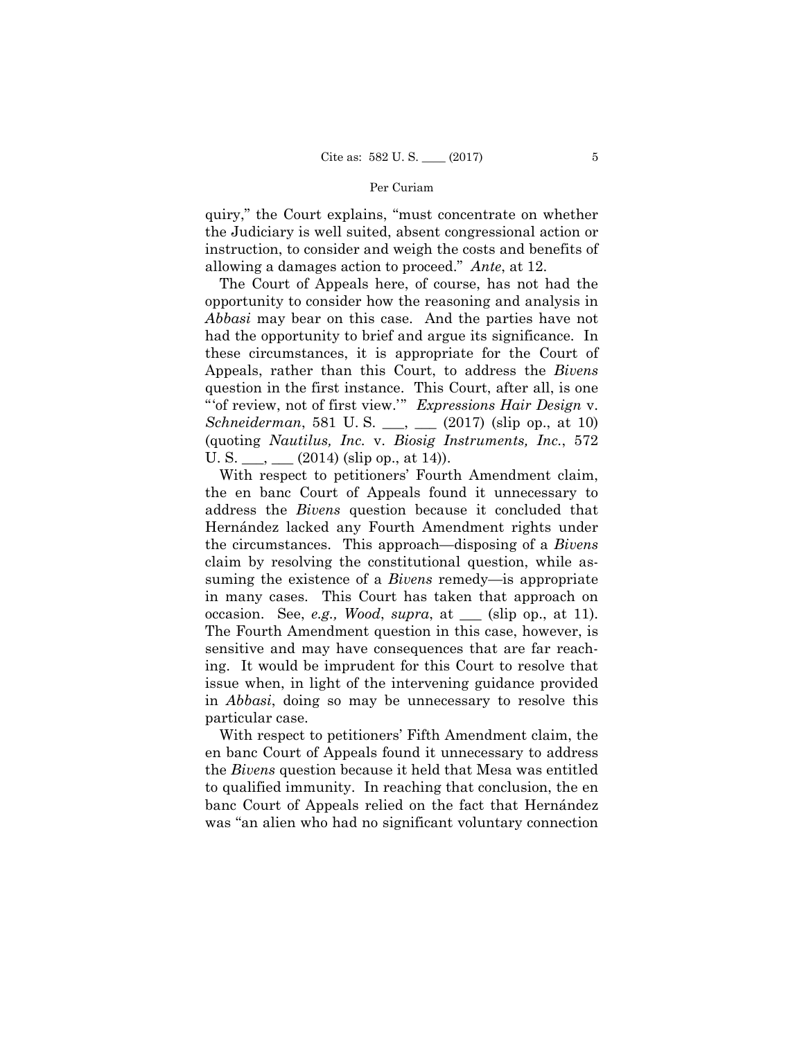quiry," the Court explains, "must concentrate on whether the Judiciary is well suited, absent congressional action or instruction, to consider and weigh the costs and benefits of allowing a damages action to proceed." *Ante*, at 12.

The Court of Appeals here, of course, has not had the opportunity to consider how the reasoning and analysis in *Abbasi* may bear on this case. And the parties have not had the opportunity to brief and argue its significance. In these circumstances, it is appropriate for the Court of Appeals, rather than this Court, to address the *Bivens* question in the first instance. This Court, after all, is one "'of review, not of first view.'" *Expressions Hair Design* v. *Schneiderman*, 581 U. S. ___, ___ (2017) (slip op., at 10) (quoting *Nautilus, Inc.* v. *Biosig Instruments, Inc.*, 572 U. S. ___, ___ (2014) (slip op., at 14)).

With respect to petitioners' Fourth Amendment claim, the en banc Court of Appeals found it unnecessary to address the *Bivens* question because it concluded that Hernández lacked any Fourth Amendment rights under the circumstances. This approach—disposing of a *Bivens* claim by resolving the constitutional question, while assuming the existence of a *Bivens* remedy—is appropriate in many cases. This Court has taken that approach on occasion. See, *e.g., Wood*, *supra*, at ___ (slip op., at 11). The Fourth Amendment question in this case, however, is sensitive and may have consequences that are far reaching. It would be imprudent for this Court to resolve that issue when, in light of the intervening guidance provided in *Abbasi*, doing so may be unnecessary to resolve this particular case.

With respect to petitioners' Fifth Amendment claim, the en banc Court of Appeals found it unnecessary to address the *Bivens* question because it held that Mesa was entitled to qualified immunity. In reaching that conclusion, the en banc Court of Appeals relied on the fact that Hernández was "an alien who had no significant voluntary connection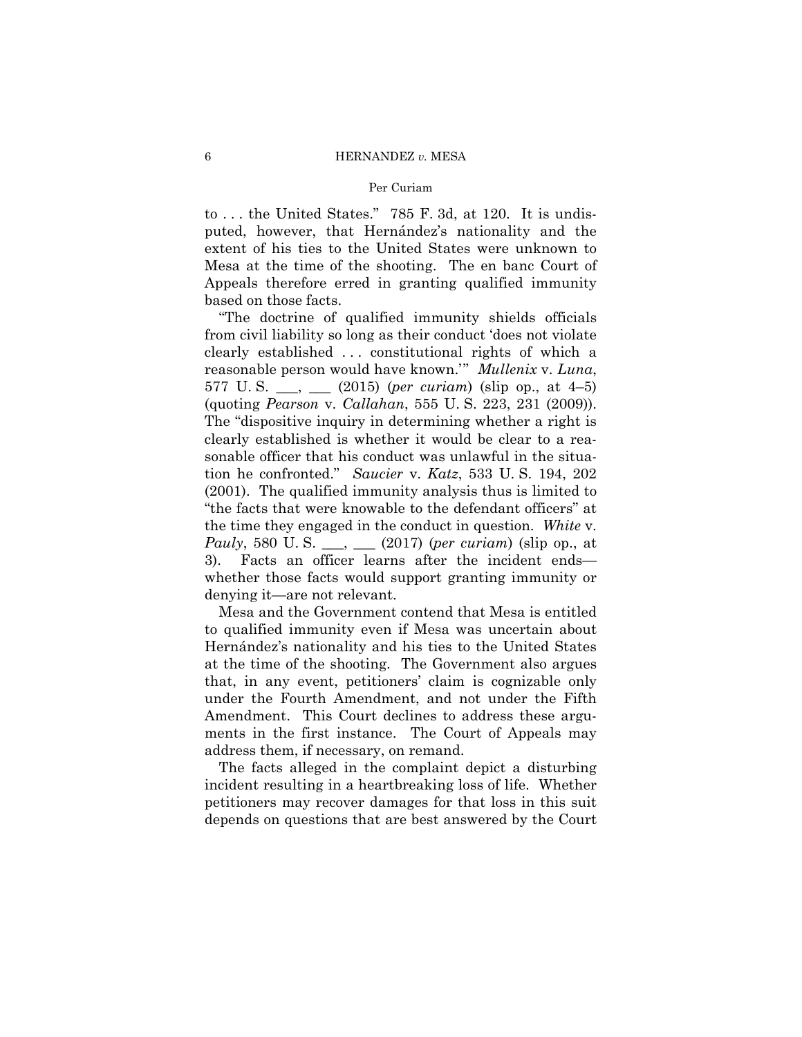to . . . the United States." 785 F. 3d, at 120. It is undisputed, however, that Hernández's nationality and the extent of his ties to the United States were unknown to Mesa at the time of the shooting. The en banc Court of Appeals therefore erred in granting qualified immunity based on those facts.

"The doctrine of qualified immunity shields officials from civil liability so long as their conduct 'does not violate clearly established . . . constitutional rights of which a reasonable person would have known.'" *Mullenix* v. *Luna*, 577 U. S. ___, ___ (2015) (*per curiam*) (slip op., at 4–5) (quoting *Pearson* v. *Callahan*, 555 U. S. 223, 231 (2009)). The "dispositive inquiry in determining whether a right is clearly established is whether it would be clear to a reasonable officer that his conduct was unlawful in the situation he confronted." *Saucier* v. *Katz*, 533 U. S. 194, 202 (2001). The qualified immunity analysis thus is limited to "the facts that were knowable to the defendant officers" at the time they engaged in the conduct in question. *White* v. *Pauly*, 580 U. S. ___, ___ (2017) (*per curiam*) (slip op., at 3). Facts an officer learns after the incident ends—whether those facts would support granting immunity or denying it—are not relevant.

Mesa and the Government contend that Mesa is entitled to qualified immunity even if Mesa was uncertain about Hernández's nationality and his ties to the United States at the time of the shooting. The Government also argues that, in any event, petitioners' claim is cognizable only under the Fourth Amendment, and not under the Fifth Amendment. This Court declines to address these arguments in the first instance. The Court of Appeals may address them, if necessary, on remand.

The facts alleged in the complaint depict a disturbing incident resulting in a heartbreaking loss of life. Whether petitioners may recover damages for that loss in this suit depends on questions that are best answered by the Court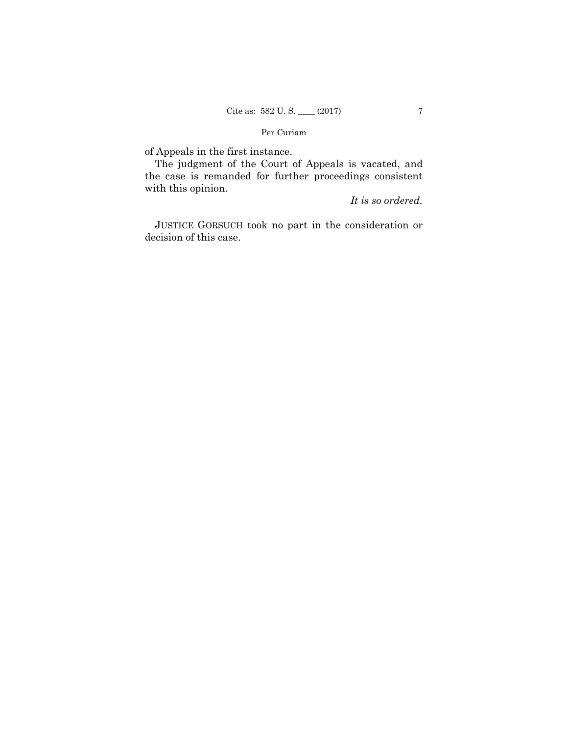of Appeals in the first instance.

The judgment of the Court of Appeals is vacated, and the case is remanded for further proceedings consistent with this opinion.

*It is so ordered.*

JUSTICE GORSUCH took no part in the consideration or decision of this case.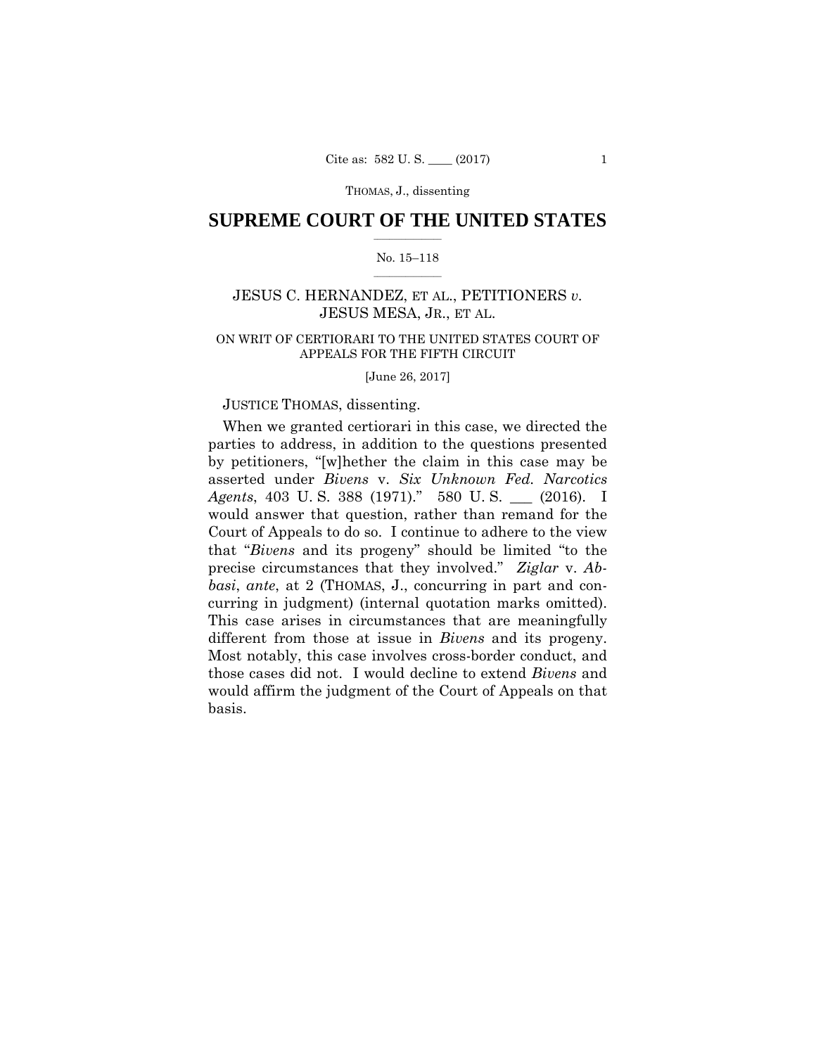# SUPREME COURT OF THE UNITED STATES

No. 15–118

JESUS C. HERNANDEZ, ET AL., PETITIONERS *v.* JESUS MESA, JR., ET AL.

ON WRIT OF CERTIORARI TO THE UNITED STATES COURT OF APPEALS FOR THE FIFTH CIRCUIT

[June 26, 2017]

JUSTICE THOMAS, dissenting.

When we granted certiorari in this case, we directed the parties to address, in addition to the questions presented by petitioners, "[w]hether the claim in this case may be asserted under *Bivens* v. *Six Unknown Fed. Narcotics Agents*, 403 U. S. 388 (1971)." 580 U. S. ___ (2016). I would answer that question, rather than remand for the Court of Appeals to do so. I continue to adhere to the view that "*Bivens* and its progeny" should be limited "to the precise circumstances that they involved." *Ziglar* v. *Abbasi*, *ante*, at 2 (THOMAS, J., concurring in part and concurring in judgment) (internal quotation marks omitted). This case arises in circumstances that are meaningfully different from those at issue in *Bivens* and its progeny. Most notably, this case involves cross-border conduct, and those cases did not. I would decline to extend *Bivens* and would affirm the judgment of the Court of Appeals on that basis.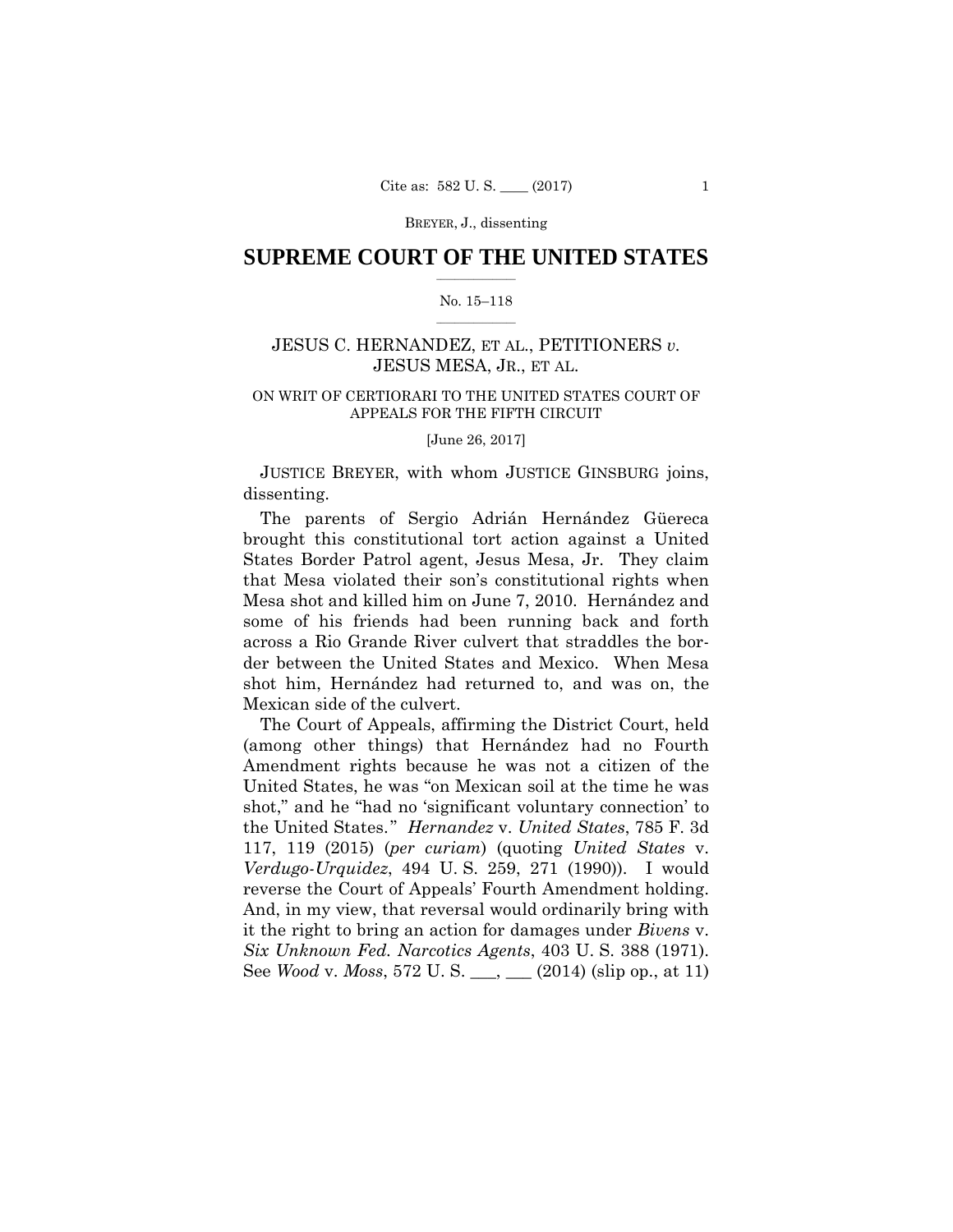BREYER, J., dissenting

# SUPREME COURT OF THE UNITED STATES

No. 15–118

JESUS C. HERNANDEZ, ET AL., PETITIONERS *v.* JESUS MESA, JR., ET AL.

ON WRIT OF CERTIORARI TO THE UNITED STATES COURT OF APPEALS FOR THE FIFTH CIRCUIT

[June 26, 2017]

JUSTICE BREYER, with whom JUSTICE GINSBURG joins, dissenting.

The parents of Sergio Adrián Hernández Güereca brought this constitutional tort action against a United States Border Patrol agent, Jesus Mesa, Jr. They claim that Mesa violated their son's constitutional rights when Mesa shot and killed him on June 7, 2010. Hernández and some of his friends had been running back and forth across a Rio Grande River culvert that straddles the border between the United States and Mexico. When Mesa shot him, Hernández had returned to, and was on, the Mexican side of the culvert.

The Court of Appeals, affirming the District Court, held (among other things) that Hernández had no Fourth Amendment rights because he was not a citizen of the United States, he was "on Mexican soil at the time he was shot," and he "had no 'significant voluntary connection' to the United States." *Hernandez* v. *United States*, 785 F. 3d 117, 119 (2015) (*per curiam*) (quoting *United States* v. *Verdugo-Urquidez*, 494 U. S. 259, 271 (1990)). I would reverse the Court of Appeals' Fourth Amendment holding. And, in my view, that reversal would ordinarily bring with it the right to bring an action for damages under *Bivens* v. *Six Unknown Fed. Narcotics Agents*, 403 U. S. 388 (1971). See *Wood* v. *Moss*, 572 U. S. ___, ___ (2014) (slip op., at 11)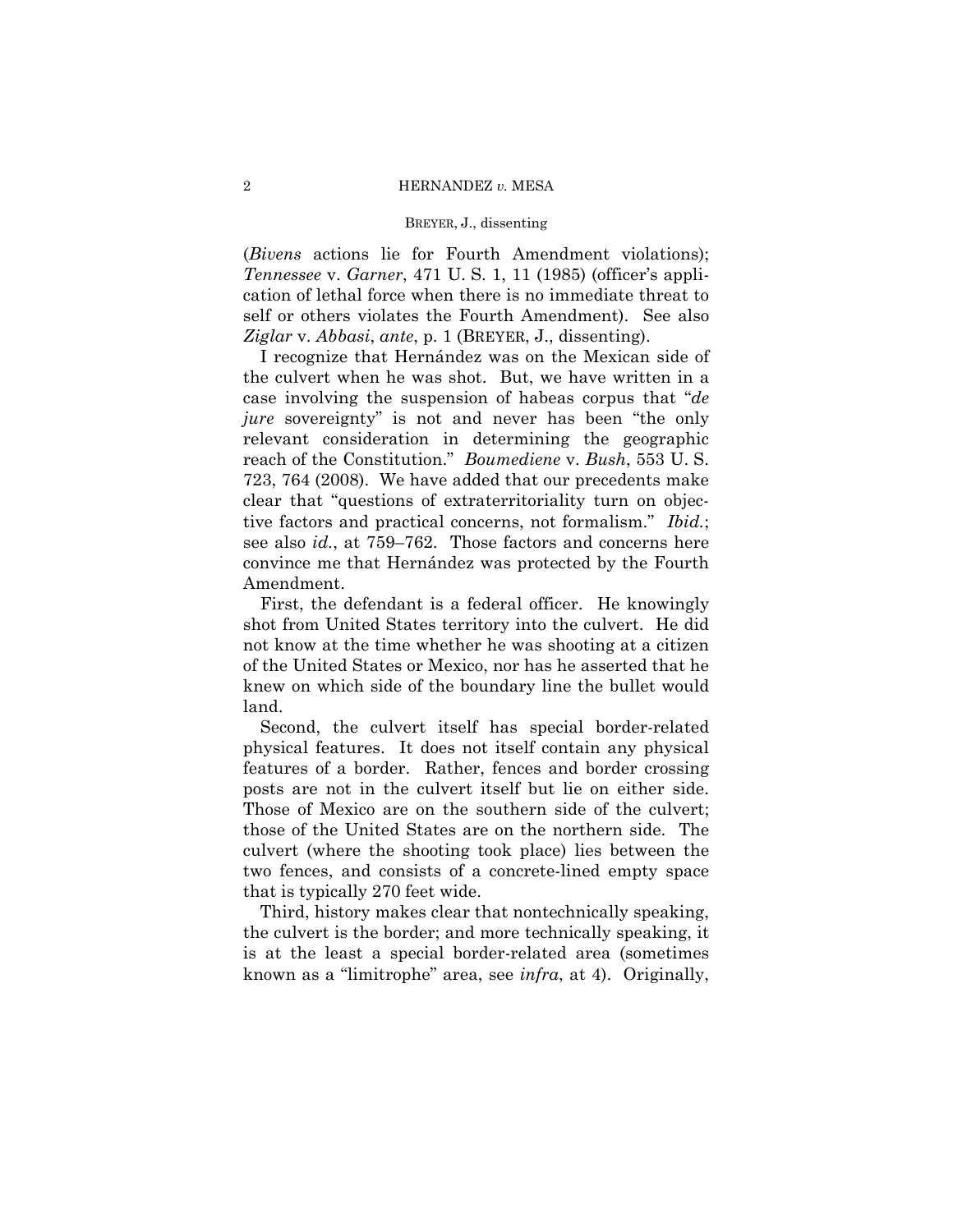(*Bivens* actions lie for Fourth Amendment violations); *Tennessee* v. *Garner*, 471 U. S. 1, 11 (1985) (officer's application of lethal force when there is no immediate threat to self or others violates the Fourth Amendment). See also *Ziglar* v. *Abbasi*, *ante*, p. 1 (BREYER, J., dissenting).

I recognize that Hernández was on the Mexican side of the culvert when he was shot. But, we have written in a case involving the suspension of habeas corpus that "*de jure* sovereignty" is not and never has been "the only relevant consideration in determining the geographic reach of the Constitution." *Boumediene* v. *Bush*, 553 U. S. 723, 764 (2008). We have added that our precedents make clear that "questions of extraterritoriality turn on objective factors and practical concerns, not formalism." *Ibid.*; see also *id.*, at 759–762. Those factors and concerns here convince me that Hernández was protected by the Fourth Amendment.

First, the defendant is a federal officer. He knowingly shot from United States territory into the culvert. He did not know at the time whether he was shooting at a citizen of the United States or Mexico, nor has he asserted that he knew on which side of the boundary line the bullet would land.

Second, the culvert itself has special border-related physical features. It does not itself contain any physical features of a border. Rather, fences and border crossing posts are not in the culvert itself but lie on either side. Those of Mexico are on the southern side of the culvert; those of the United States are on the northern side. The culvert (where the shooting took place) lies between the two fences, and consists of a concrete-lined empty space that is typically 270 feet wide.

Third, history makes clear that nontechnically speaking, the culvert is the border; and more technically speaking, it is at the least a special border-related area (sometimes known as a "limitrophe" area, see *infra*, at 4). Originally,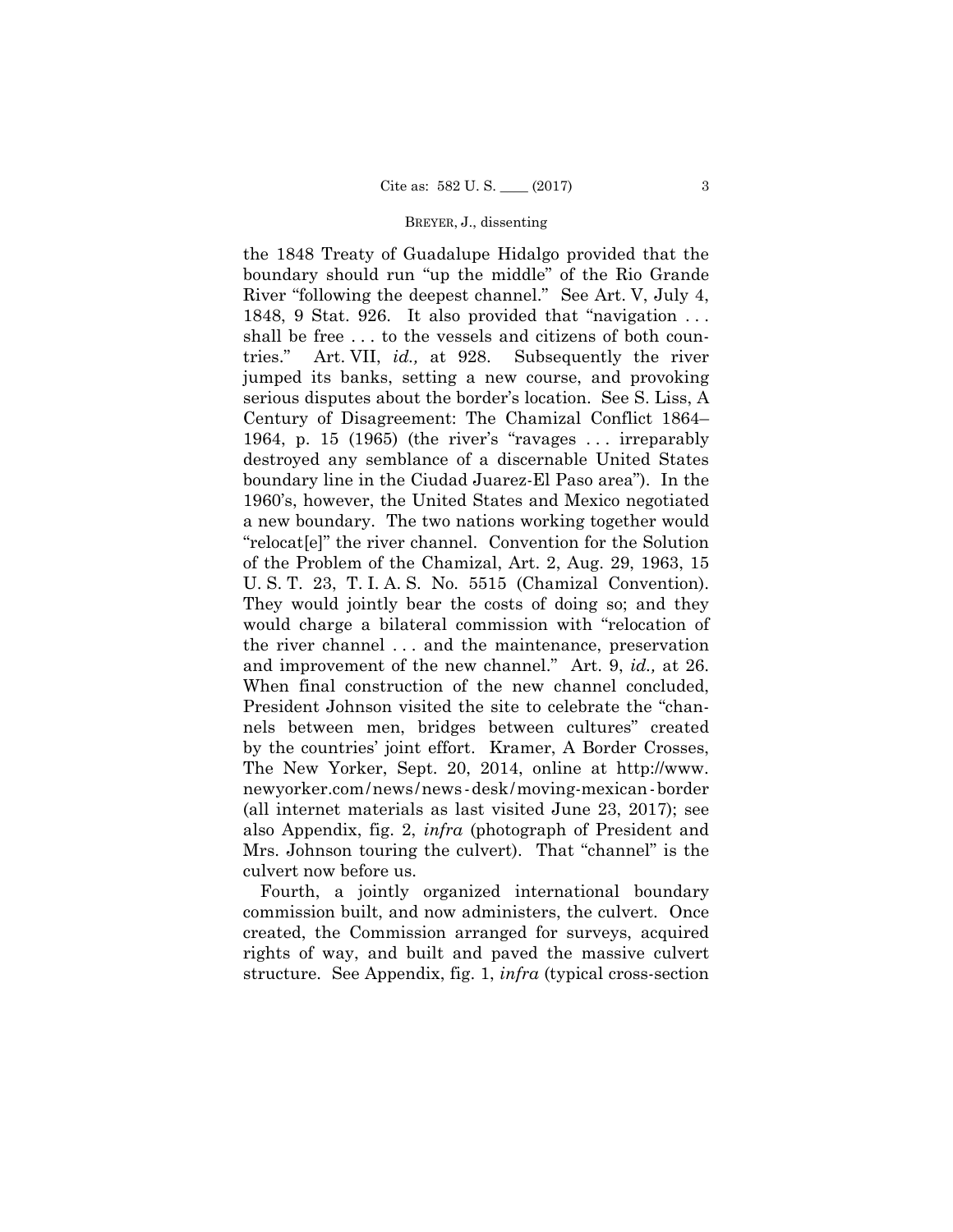the 1848 Treaty of Guadalupe Hidalgo provided that the boundary should run "up the middle" of the Rio Grande River "following the deepest channel." See Art. V, July 4, 1848, 9 Stat. 926. It also provided that "navigation . . . shall be free . . . to the vessels and citizens of both countries." Art. VII, *id.,* at 928. Subsequently the river jumped its banks, setting a new course, and provoking serious disputes about the border's location. See S. Liss, A Century of Disagreement: The Chamizal Conflict 1864–1964, p. 15 (1965) (the river's "ravages . . . irreparably destroyed any semblance of a discernable United States boundary line in the Ciudad Juarez-El Paso area"). In the 1960's, however, the United States and Mexico negotiated a new boundary. The two nations working together would "relocat[e]" the river channel. Convention for the Solution of the Problem of the Chamizal, Art. 2, Aug. 29, 1963, 15 U. S. T. 23, T. I. A. S. No. 5515 (Chamizal Convention). They would jointly bear the costs of doing so; and they would charge a bilateral commission with "relocation of the river channel . . . and the maintenance, preservation and improvement of the new channel." Art. 9, *id.,* at 26. When final construction of the new channel concluded, President Johnson visited the site to celebrate the "channels between men, bridges between cultures" created by the countries' joint effort. Kramer, A Border Crosses, The New Yorker, Sept. 20, 2014, online at http://www.newyorker.com/news/news-desk/moving-mexican-border (all internet materials as last visited June 23, 2017); see also Appendix, fig. 2, *infra* (photograph of President and Mrs. Johnson touring the culvert). That "channel" is the culvert now before us.

Fourth, a jointly organized international boundary commission built, and now administers, the culvert. Once created, the Commission arranged for surveys, acquired rights of way, and built and paved the massive culvert structure. See Appendix, fig. 1, *infra* (typical cross-section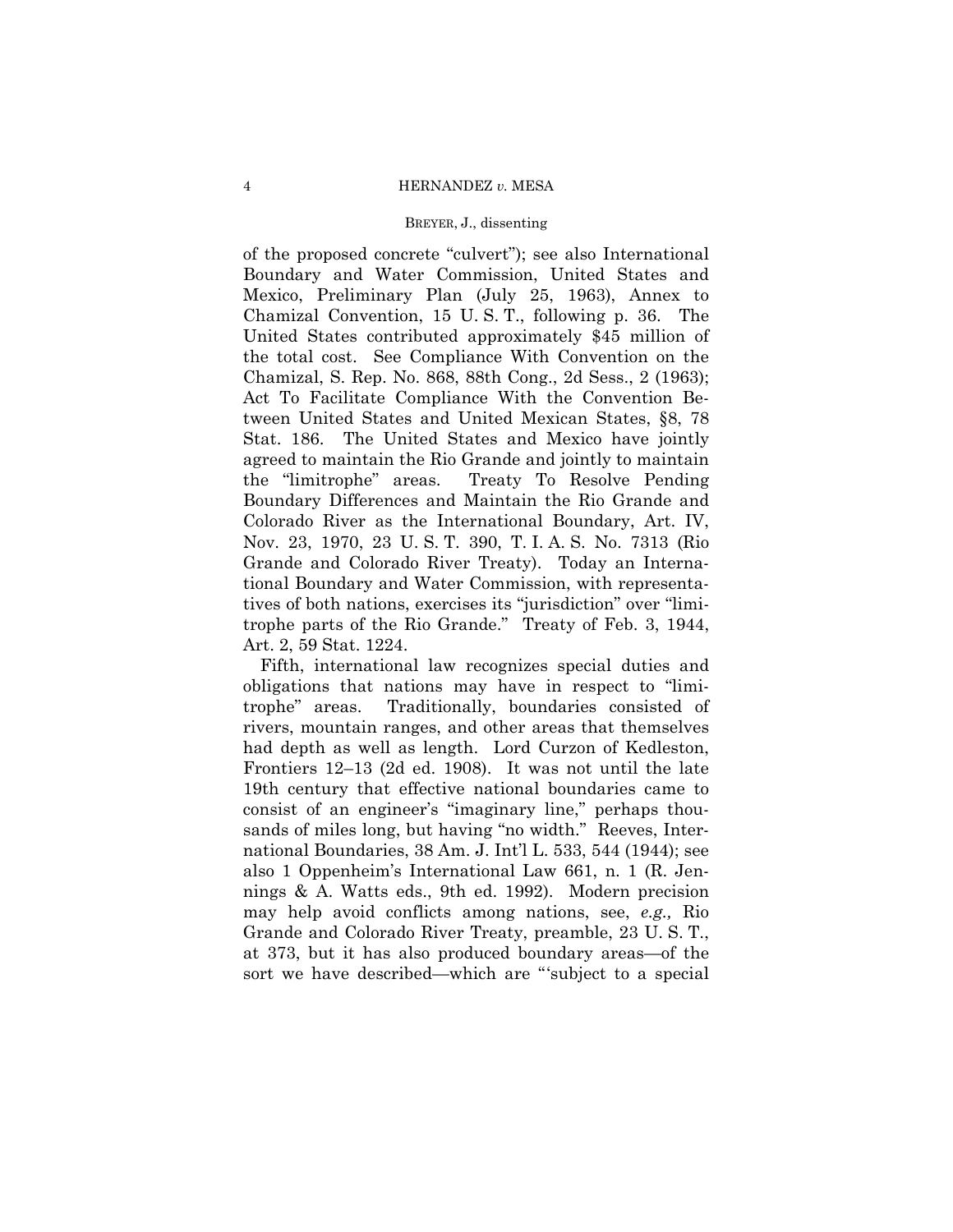of the proposed concrete "culvert"); see also International Boundary and Water Commission, United States and Mexico, Preliminary Plan (July 25, 1963), Annex to Chamizal Convention, 15 U. S. T., following p. 36. The United States contributed approximately $45 million of the total cost. See Compliance With Convention on the Chamizal, S. Rep. No. 868, 88th Cong., 2d Sess., 2 (1963); Act To Facilitate Compliance With the Convention Between United States and United Mexican States, §8, 78 Stat. 186. The United States and Mexico have jointly agreed to maintain the Rio Grande and jointly to maintain the "limitrophe" areas. Treaty To Resolve Pending Boundary Differences and Maintain the Rio Grande and Colorado River as the International Boundary, Art. IV, Nov. 23, 1970, 23 U. S. T. 390, T. I. A. S. No. 7313 (Rio Grande and Colorado River Treaty). Today an International Boundary and Water Commission, with representatives of both nations, exercises its "jurisdiction" over "limitrophe parts of the Rio Grande." Treaty of Feb. 3, 1944, Art. 2, 59 Stat. 1224.

Fifth, international law recognizes special duties and obligations that nations may have in respect to "limitrophe" areas. Traditionally, boundaries consisted of rivers, mountain ranges, and other areas that themselves had depth as well as length. Lord Curzon of Kedleston, Frontiers 12–13 (2d ed. 1908). It was not until the late 19th century that effective national boundaries came to consist of an engineer's "imaginary line," perhaps thousands of miles long, but having "no width." Reeves, International Boundaries, 38 Am. J. Int'l L. 533, 544 (1944); see also 1 Oppenheim's International Law 661, n. 1 (R. Jennings & A. Watts eds., 9th ed. 1992). Modern precision may help avoid conflicts among nations, see, *e.g.,* Rio Grande and Colorado River Treaty, preamble, 23 U. S. T., at 373, but it has also produced boundary areas—of the sort we have described—which are "'subject to a special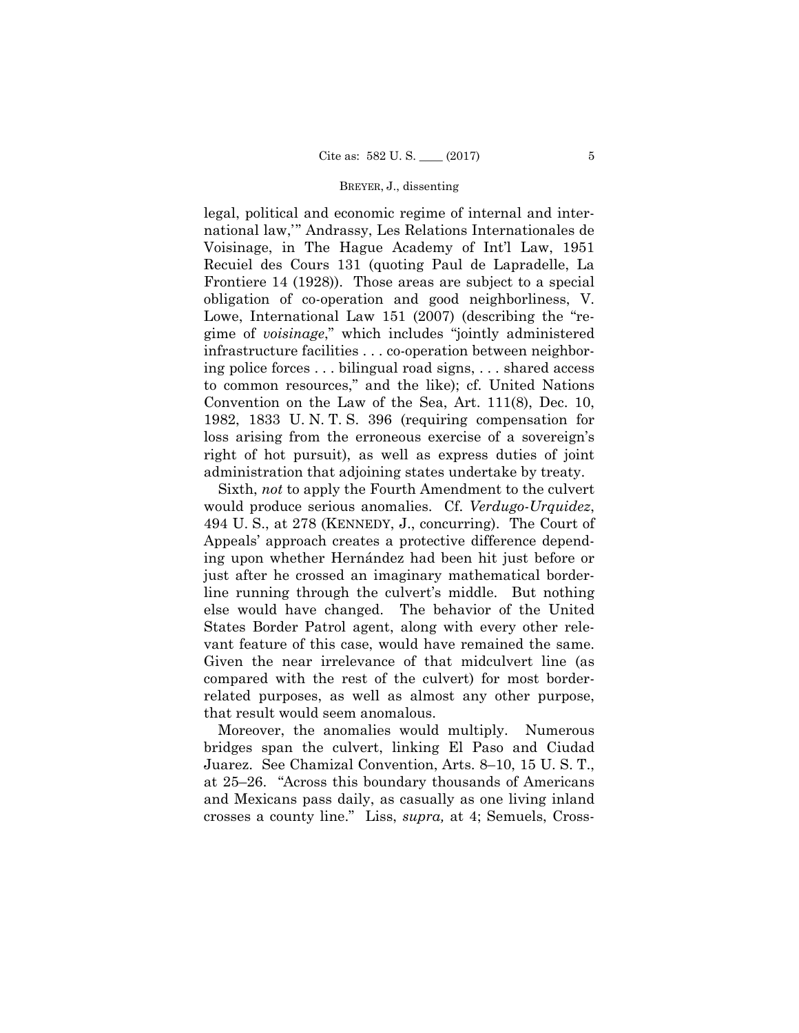legal, political and economic regime of internal and international law,'" Andrassy, Les Relations Internationales de Voisinage, in The Hague Academy of Int'l Law, 1951 Recuiel des Cours 131 (quoting Paul de Lapradelle, La Frontiere 14 (1928)). Those areas are subject to a special obligation of co-operation and good neighborliness, V. Lowe, International Law 151 (2007) (describing the "regime of *voisinage*," which includes "jointly administered infrastructure facilities . . . co-operation between neighboring police forces . . . bilingual road signs, . . . shared access to common resources," and the like); cf. United Nations Convention on the Law of the Sea, Art. 111(8), Dec. 10, 1982, 1833 U. N. T. S. 396 (requiring compensation for loss arising from the erroneous exercise of a sovereign's right of hot pursuit), as well as express duties of joint administration that adjoining states undertake by treaty.

Sixth, *not* to apply the Fourth Amendment to the culvert would produce serious anomalies. Cf. *Verdugo-Urquidez*, 494 U. S., at 278 (KENNEDY, J., concurring). The Court of Appeals' approach creates a protective difference depending upon whether Hernández had been hit just before or just after he crossed an imaginary mathematical borderline running through the culvert's middle. But nothing else would have changed. The behavior of the United States Border Patrol agent, along with every other relevant feature of this case, would have remained the same. Given the near irrelevance of that midculvert line (as compared with the rest of the culvert) for most border-related purposes, as well as almost any other purpose, that result would seem anomalous.

Moreover, the anomalies would multiply. Numerous bridges span the culvert, linking El Paso and Ciudad Juarez. See Chamizal Convention, Arts. 8–10, 15 U. S. T., at 25–26. "Across this boundary thousands of Americans and Mexicans pass daily, as casually as one living inland crosses a county line." Liss, *supra,* at 4; Semuels, Cross-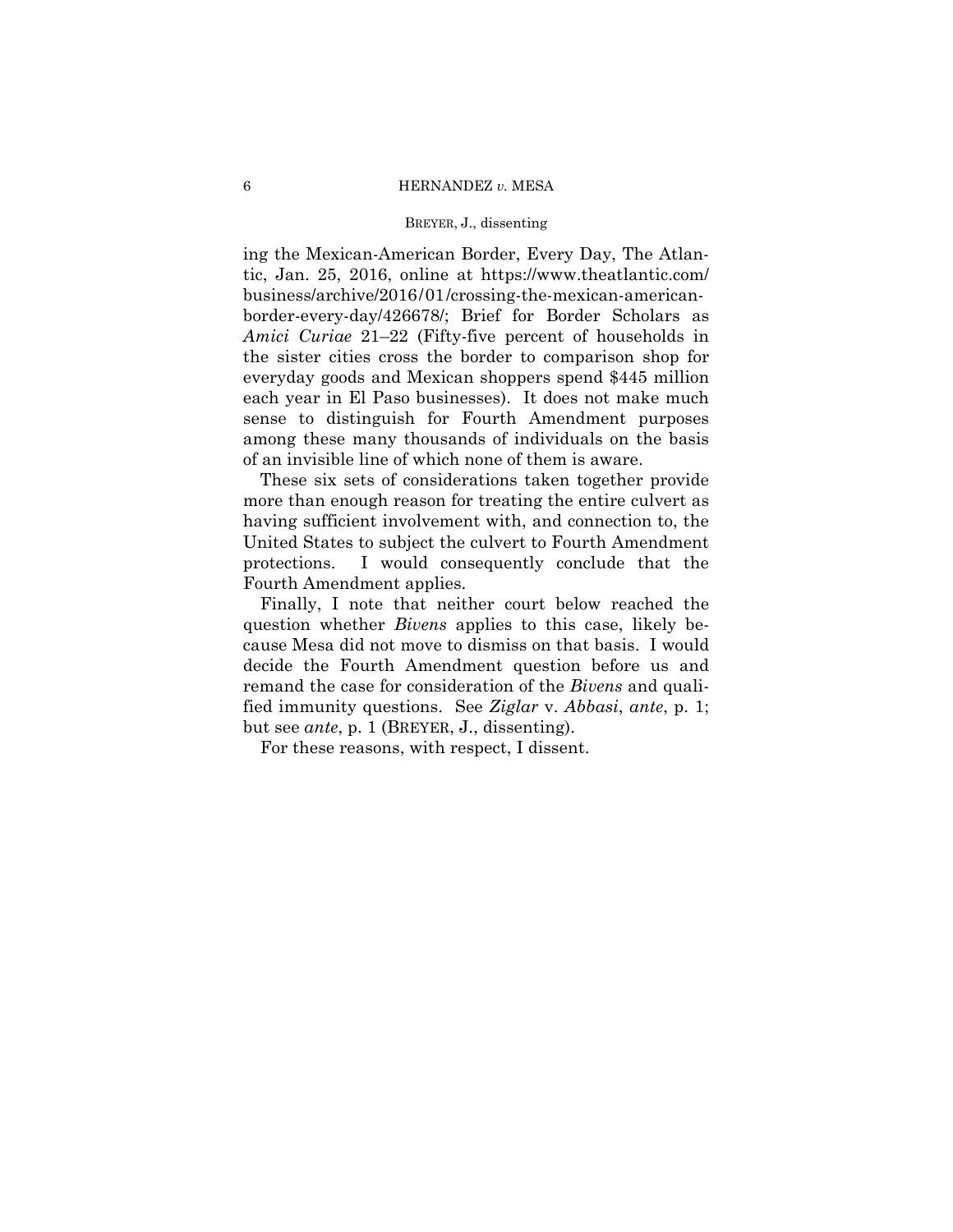ing the Mexican-American Border, Every Day, The Atlantic, Jan. 25, 2016, online at https://www.theatlantic.com/business/archive/2016/01/crossing-the-mexican-american-border-every-day/426678/; Brief for Border Scholars as *Amici Curiae* 21–22 (Fifty-five percent of households in the sister cities cross the border to comparison shop for everyday goods and Mexican shoppers spend $445 million each year in El Paso businesses). It does not make much sense to distinguish for Fourth Amendment purposes among these many thousands of individuals on the basis of an invisible line of which none of them is aware.

These six sets of considerations taken together provide more than enough reason for treating the entire culvert as having sufficient involvement with, and connection to, the United States to subject the culvert to Fourth Amendment protections. I would consequently conclude that the Fourth Amendment applies.

Finally, I note that neither court below reached the question whether *Bivens* applies to this case, likely because Mesa did not move to dismiss on that basis. I would decide the Fourth Amendment question before us and remand the case for consideration of the *Bivens* and qualified immunity questions. See *Ziglar* v. *Abbasi*, *ante*, p. 1; but see *ante*, p. 1 (BREYER, J., dissenting).

For these reasons, with respect, I dissent.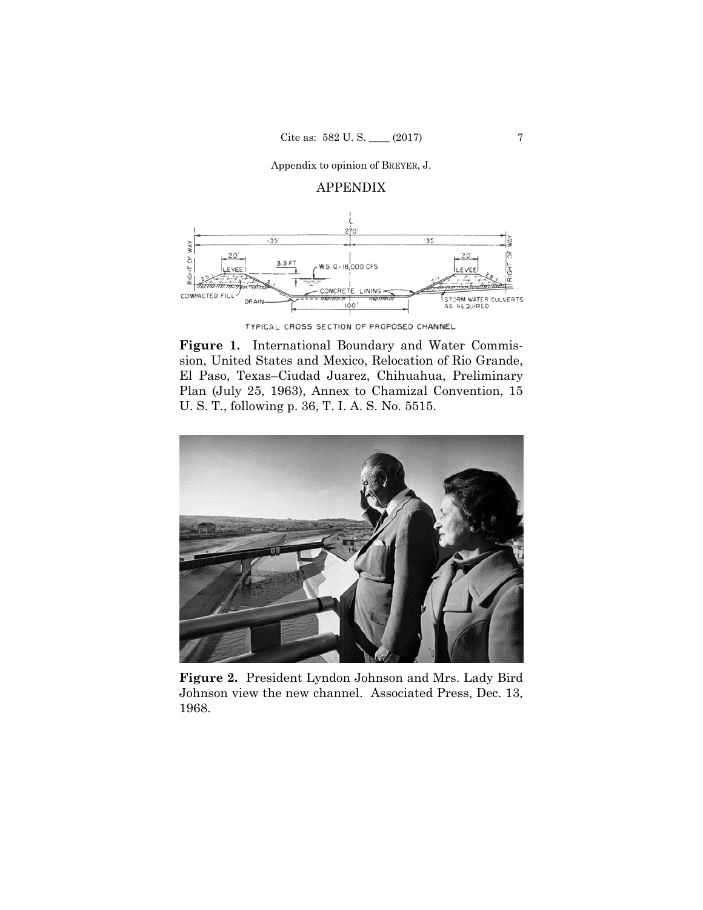Appendix to opinion of BREYER, J.

## APPENDIX

270'

135'

135'

20'

20'

RIGHT OF WAY

LEVEE

3.3 FT

WS Q=18,000 CFS

LEVEE

RIGHT OF WAY

2.5:1

2:1

2:1

2.5:1

CONCRETE LINING

COMPACTED FILL

DRAIN

100'

STORM WATER CULVERTS AS REQUIRED

TYPICAL CROSS SECTION OF PROPOSED CHANNEL

**Figure 1.** International Boundary and Water Commission, United States and Mexico, Relocation of Rio Grande, El Paso, Texas–Ciudad Juarez, Chihuahua, Preliminary Plan (July 25, 1963), Annex to Chamizal Convention, 15 U. S. T., following p. 36, T. I. A. S. No. 5515.

**Figure 2.** President Lyndon Johnson and Mrs. Lady Bird Johnson view the new channel. Associated Press, Dec. 13, 1968.